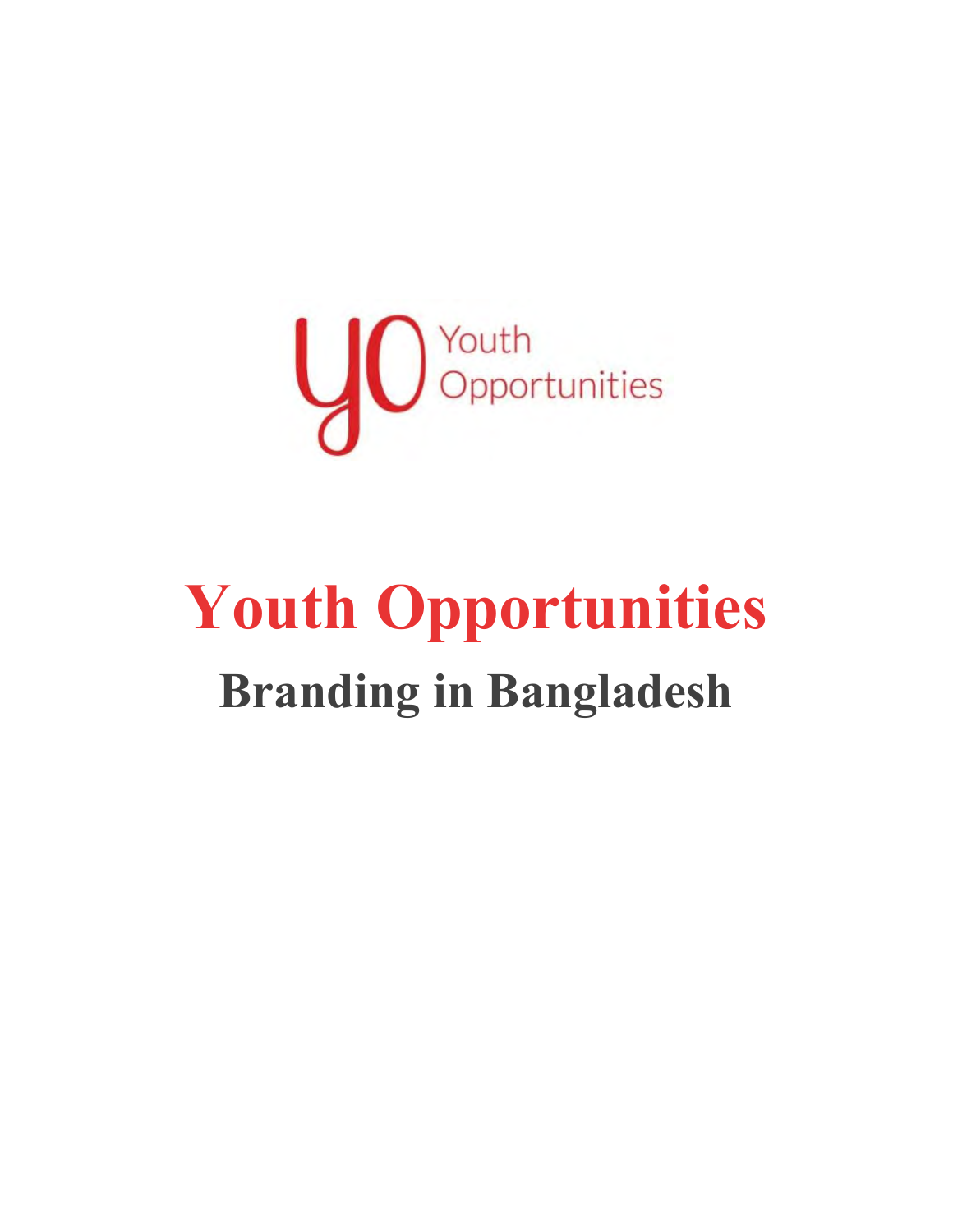# Youth Opportunities

## Branding in Bangladesh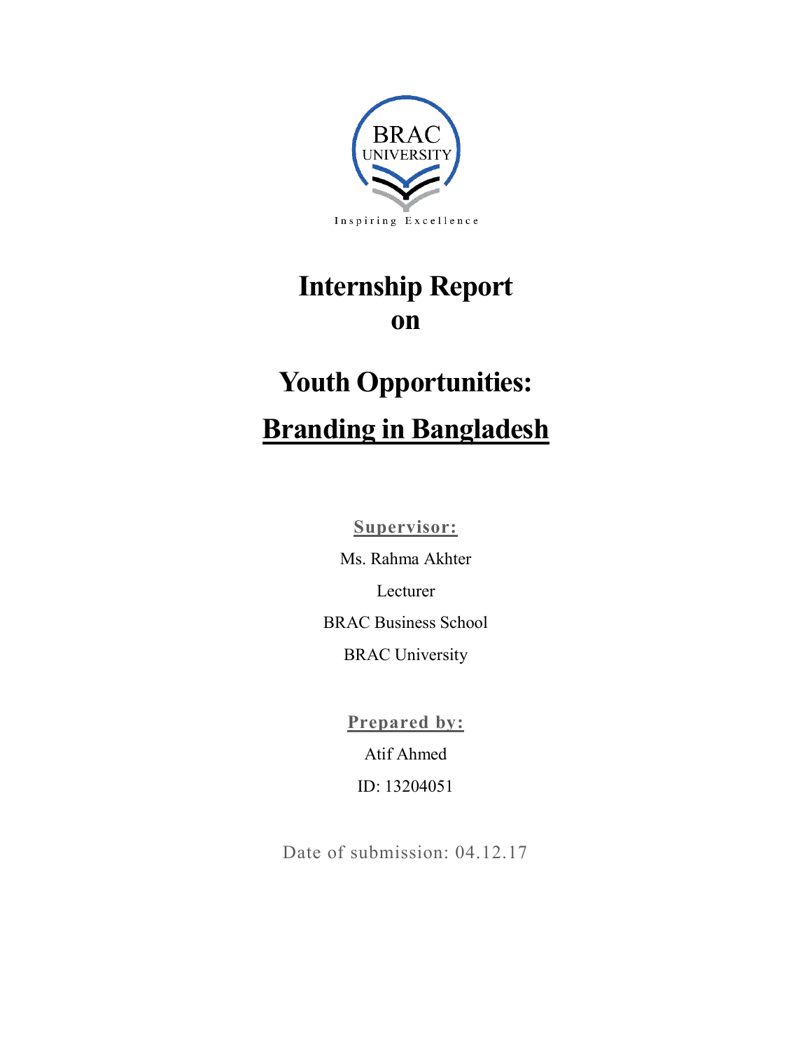BRAC UNIVERSITY

Inspiring Excellence

# Internship Report on

# Youth Opportunities: Branding in Bangladesh

**Supervisor:**

Ms. Rahma Akhter

Lecturer

BRAC Business School

BRAC University

**Prepared by:**

Atif Ahmed

ID: 13204051

Date of submission: 04.12.17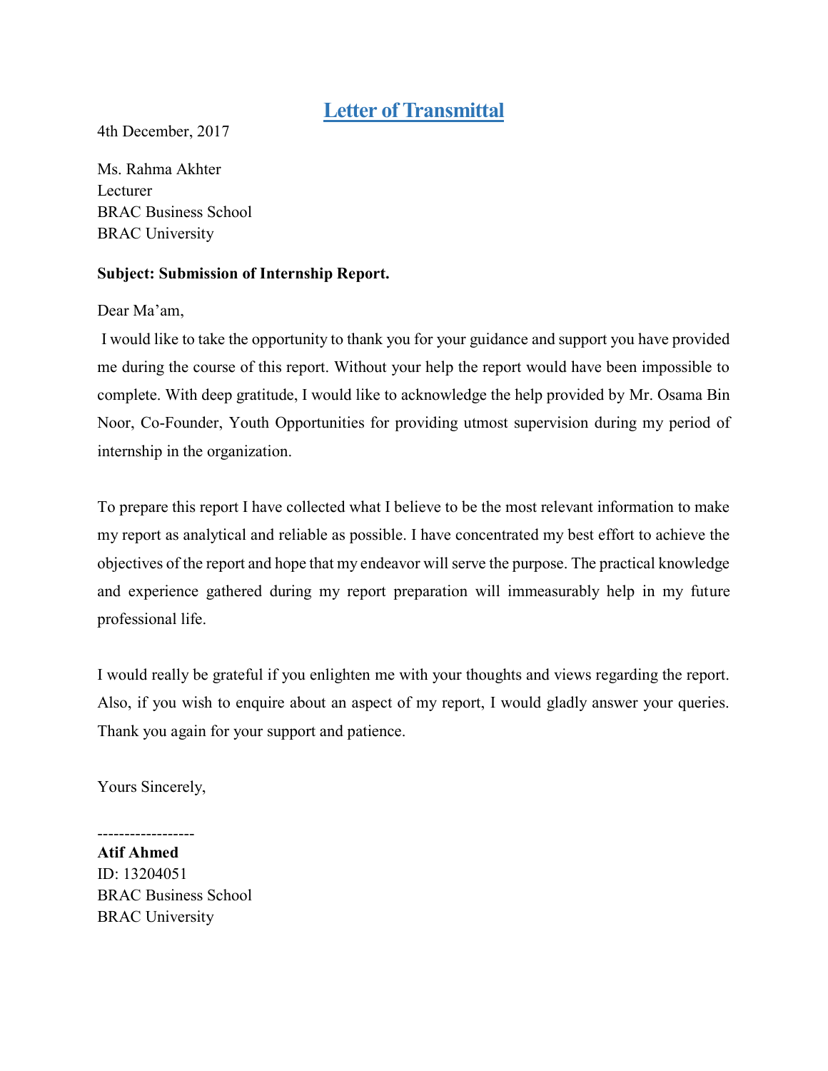# Letter of Transmittal

4th December, 2017

Ms. Rahma Akhter
Lecturer
BRAC Business School
BRAC University

**Subject: Submission of Internship Report.**

Dear Ma'am,

I would like to take the opportunity to thank you for your guidance and support you have provided me during the course of this report. Without your help the report would have been impossible to complete. With deep gratitude, I would like to acknowledge the help provided by Mr. Osama Bin Noor, Co-Founder, Youth Opportunities for providing utmost supervision during my period of internship in the organization.

To prepare this report I have collected what I believe to be the most relevant information to make my report as analytical and reliable as possible. I have concentrated my best effort to achieve the objectives of the report and hope that my endeavor will serve the purpose. The practical knowledge and experience gathered during my report preparation will immeasurably help in my future professional life.

I would really be grateful if you enlighten me with your thoughts and views regarding the report. Also, if you wish to enquire about an aspect of my report, I would gladly answer your queries. Thank you again for your support and patience.

Yours Sincerely,

------------------
**Atif Ahmed**
ID: 13204051
BRAC Business School
BRAC University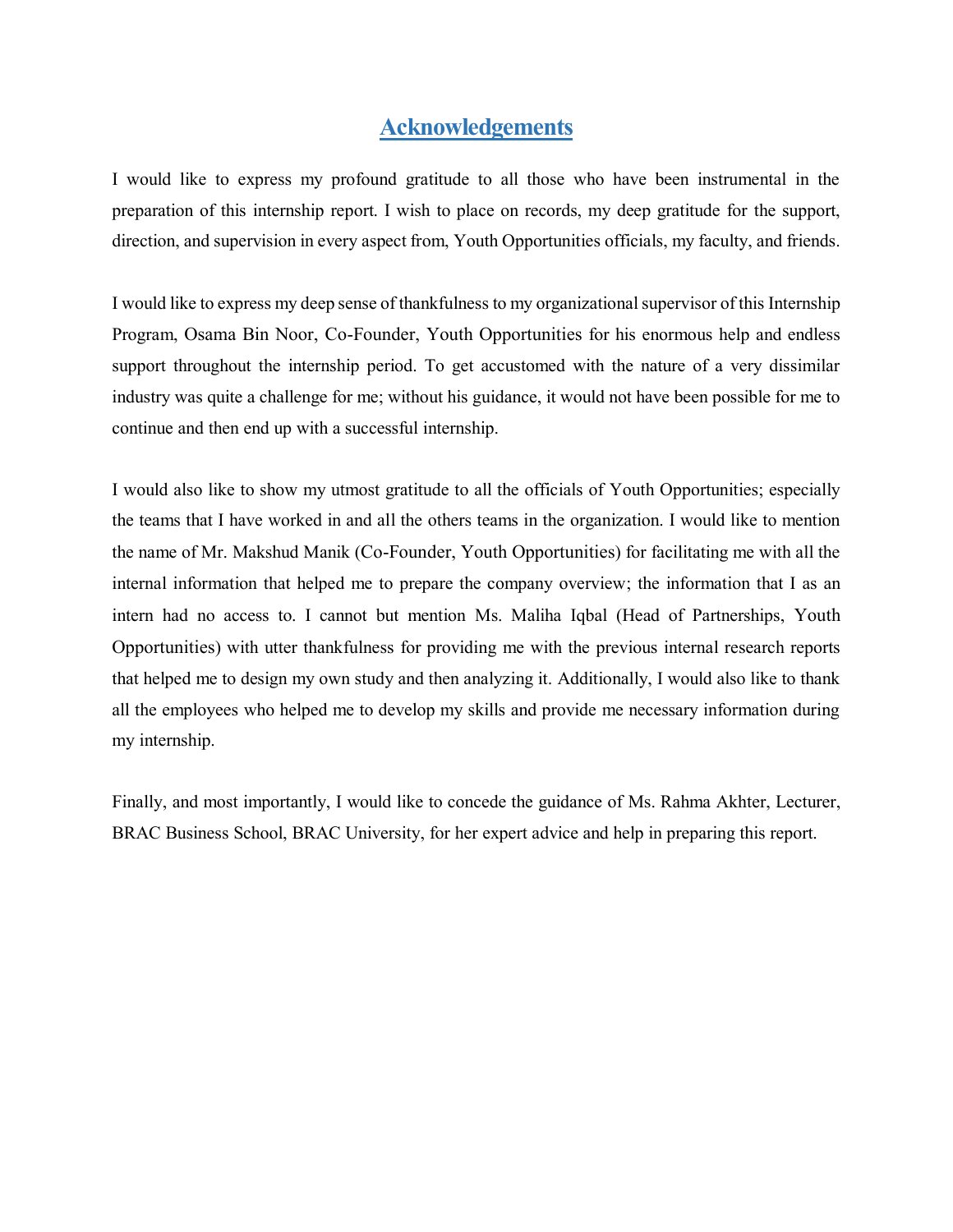# Acknowledgements

I would like to express my profound gratitude to all those who have been instrumental in the preparation of this internship report. I wish to place on records, my deep gratitude for the support, direction, and supervision in every aspect from, Youth Opportunities officials, my faculty, and friends.

I would like to express my deep sense of thankfulness to my organizational supervisor of this Internship Program, Osama Bin Noor, Co-Founder, Youth Opportunities for his enormous help and endless support throughout the internship period. To get accustomed with the nature of a very dissimilar industry was quite a challenge for me; without his guidance, it would not have been possible for me to continue and then end up with a successful internship.

I would also like to show my utmost gratitude to all the officials of Youth Opportunities; especially the teams that I have worked in and all the others teams in the organization. I would like to mention the name of Mr. Makshud Manik (Co-Founder, Youth Opportunities) for facilitating me with all the internal information that helped me to prepare the company overview; the information that I as an intern had no access to. I cannot but mention Ms. Maliha Iqbal (Head of Partnerships, Youth Opportunities) with utter thankfulness for providing me with the previous internal research reports that helped me to design my own study and then analyzing it. Additionally, I would also like to thank all the employees who helped me to develop my skills and provide me necessary information during my internship.

Finally, and most importantly, I would like to concede the guidance of Ms. Rahma Akhter, Lecturer, BRAC Business School, BRAC University, for her expert advice and help in preparing this report.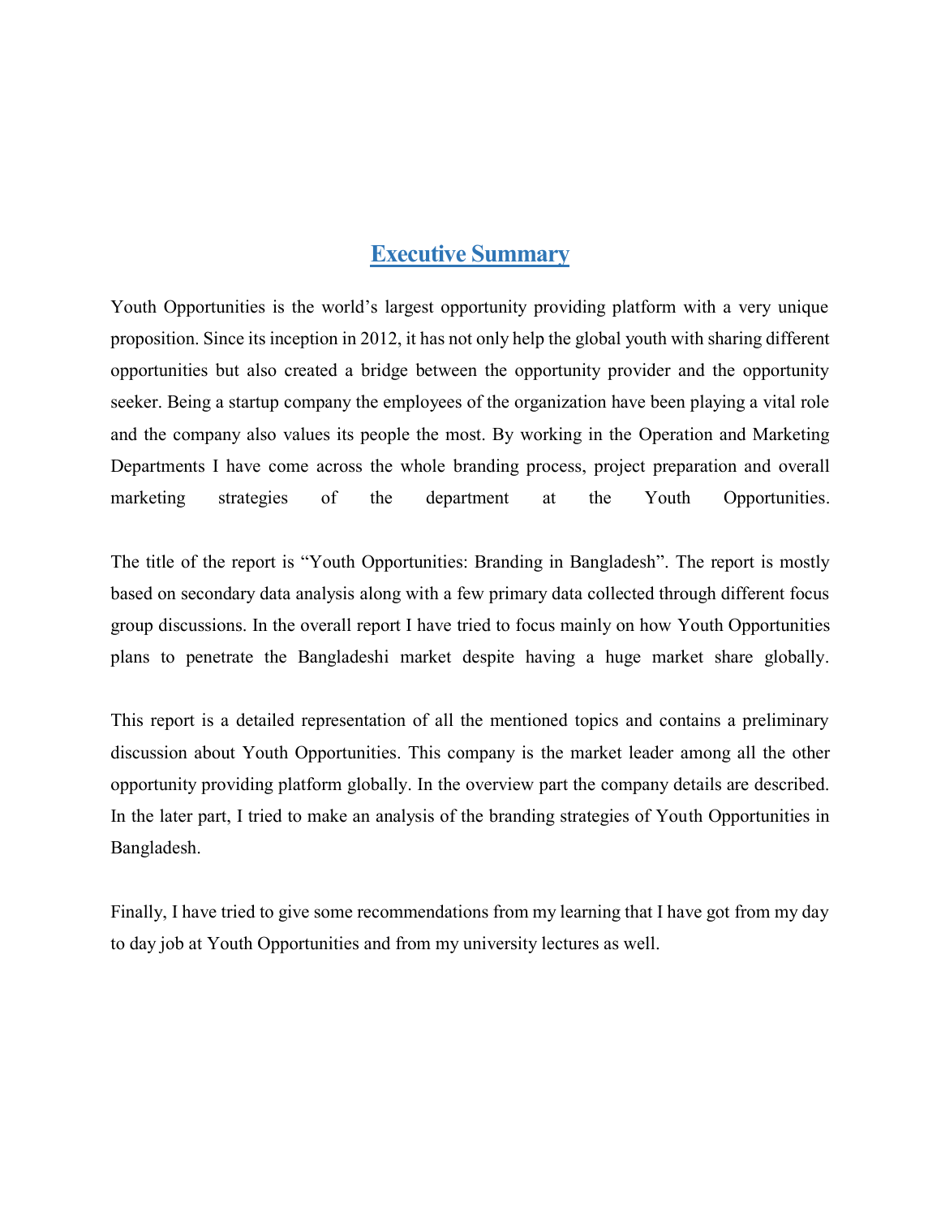# Executive Summary

Youth Opportunities is the world's largest opportunity providing platform with a very unique proposition. Since its inception in 2012, it has not only help the global youth with sharing different opportunities but also created a bridge between the opportunity provider and the opportunity seeker. Being a startup company the employees of the organization have been playing a vital role and the company also values its people the most. By working in the Operation and Marketing Departments I have come across the whole branding process, project preparation and overall marketing strategies of the department at the Youth Opportunities.

The title of the report is "Youth Opportunities: Branding in Bangladesh". The report is mostly based on secondary data analysis along with a few primary data collected through different focus group discussions. In the overall report I have tried to focus mainly on how Youth Opportunities plans to penetrate the Bangladeshi market despite having a huge market share globally.

This report is a detailed representation of all the mentioned topics and contains a preliminary discussion about Youth Opportunities. This company is the market leader among all the other opportunity providing platform globally. In the overview part the company details are described. In the later part, I tried to make an analysis of the branding strategies of Youth Opportunities in Bangladesh.

Finally, I have tried to give some recommendations from my learning that I have got from my day to day job at Youth Opportunities and from my university lectures as well.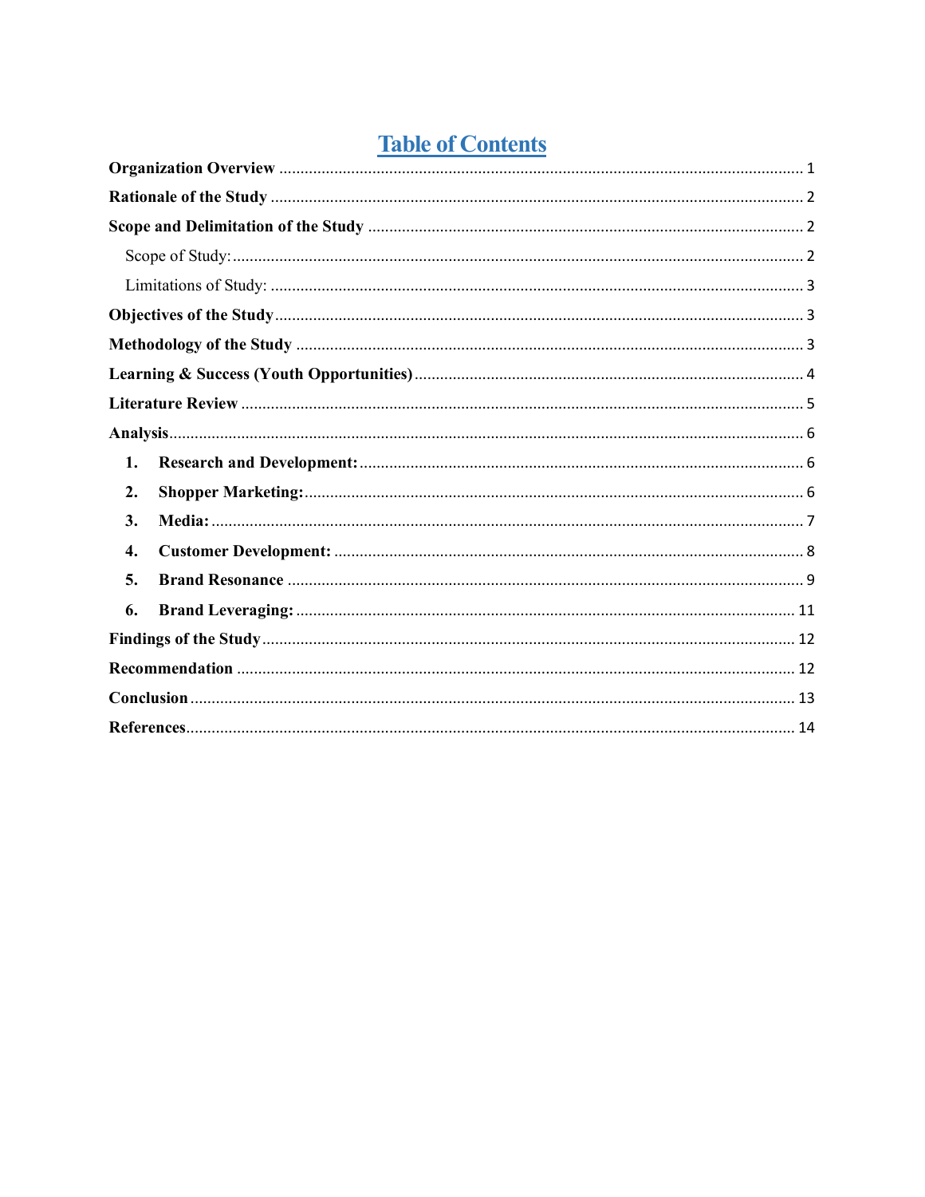# Table of Contents

**Organization Overview** ........................................................................................................... 1

**Rationale of the Study** ............................................................................................................. 2

**Scope and Delimitation of the Study** ...................................................................................... 2

Scope of Study: ...................................................................................................................... 2

Limitations of Study: ............................................................................................................. 3

**Objectives of the Study** ........................................................................................................... 3

**Methodology of the Study** ....................................................................................................... 3

**Learning & Success (Youth Opportunities)** ........................................................................... 4

**Literature Review** .................................................................................................................... 5

**Analysis** .................................................................................................................................... 6

1. **Research and Development:** ........................................................................................ 6
2. **Shopper Marketing:** ..................................................................................................... 6
3. **Media:** ........................................................................................................................... 7
4. **Customer Development:** .............................................................................................. 8
5. **Brand Resonance** ......................................................................................................... 9
6. **Brand Leveraging:** ..................................................................................................... 11

**Findings of the Study** ............................................................................................................ 12

**Recommendation** .................................................................................................................. 12

**Conclusion** ............................................................................................................................. 13

**References** .............................................................................................................................. 14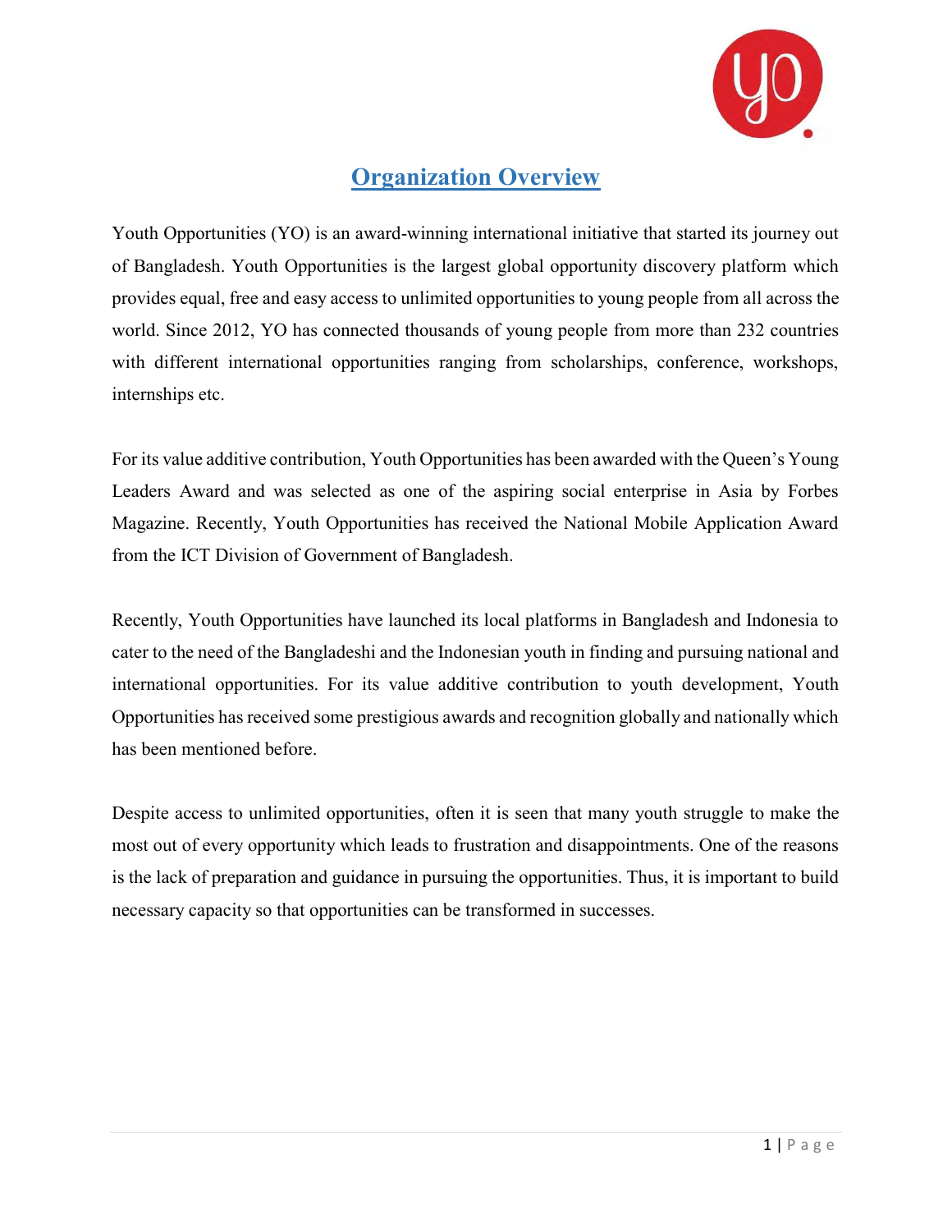# Organization Overview

Youth Opportunities (YO) is an award-winning international initiative that started its journey out of Bangladesh. Youth Opportunities is the largest global opportunity discovery platform which provides equal, free and easy access to unlimited opportunities to young people from all across the world. Since 2012, YO has connected thousands of young people from more than 232 countries with different international opportunities ranging from scholarships, conference, workshops, internships etc.

For its value additive contribution, Youth Opportunities has been awarded with the Queen's Young Leaders Award and was selected as one of the aspiring social enterprise in Asia by Forbes Magazine. Recently, Youth Opportunities has received the National Mobile Application Award from the ICT Division of Government of Bangladesh.

Recently, Youth Opportunities have launched its local platforms in Bangladesh and Indonesia to cater to the need of the Bangladeshi and the Indonesian youth in finding and pursuing national and international opportunities. For its value additive contribution to youth development, Youth Opportunities has received some prestigious awards and recognition globally and nationally which has been mentioned before.

Despite access to unlimited opportunities, often it is seen that many youth struggle to make the most out of every opportunity which leads to frustration and disappointments. One of the reasons is the lack of preparation and guidance in pursuing the opportunities. Thus, it is important to build necessary capacity so that opportunities can be transformed in successes.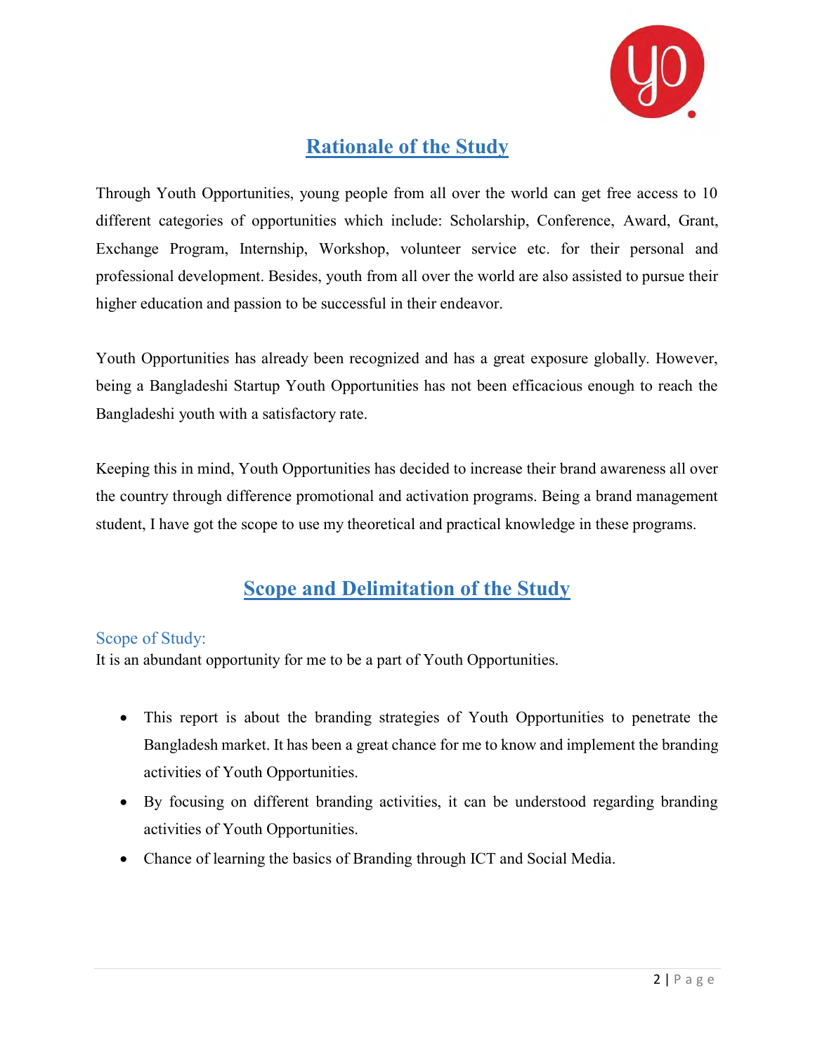## Rationale of the Study

Through Youth Opportunities, young people from all over the world can get free access to 10 different categories of opportunities which include: Scholarship, Conference, Award, Grant, Exchange Program, Internship, Workshop, volunteer service etc. for their personal and professional development. Besides, youth from all over the world are also assisted to pursue their higher education and passion to be successful in their endeavor.

Youth Opportunities has already been recognized and has a great exposure globally. However, being a Bangladeshi Startup Youth Opportunities has not been efficacious enough to reach the Bangladeshi youth with a satisfactory rate.

Keeping this in mind, Youth Opportunities has decided to increase their brand awareness all over the country through difference promotional and activation programs. Being a brand management student, I have got the scope to use my theoretical and practical knowledge in these programs.

## Scope and Delimitation of the Study

### Scope of Study:

It is an abundant opportunity for me to be a part of Youth Opportunities.

- This report is about the branding strategies of Youth Opportunities to penetrate the Bangladesh market. It has been a great chance for me to know and implement the branding activities of Youth Opportunities.
- By focusing on different branding activities, it can be understood regarding branding activities of Youth Opportunities.
- Chance of learning the basics of Branding through ICT and Social Media.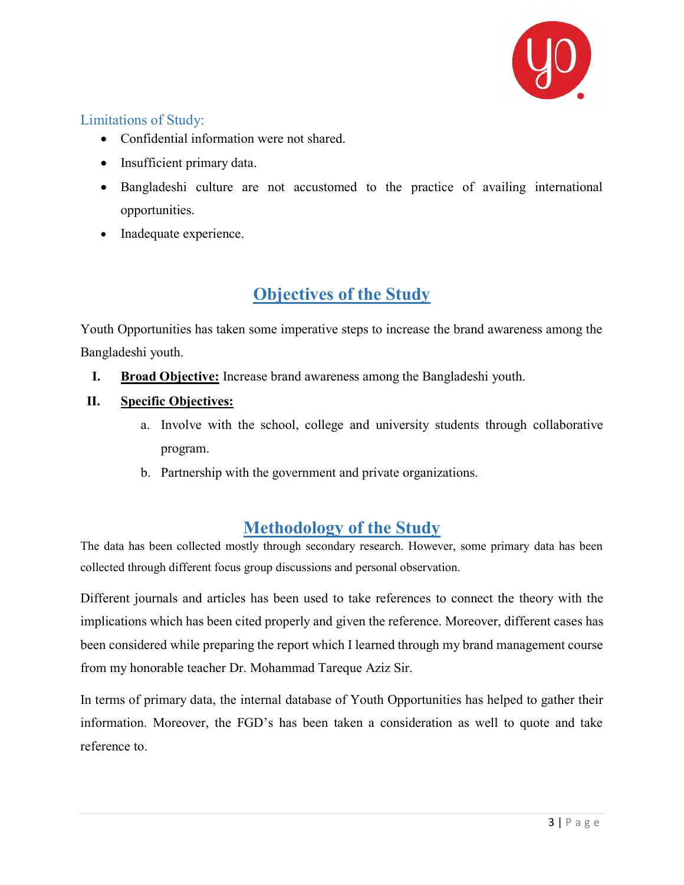### Limitations of Study:

- Confidential information were not shared.
- Insufficient primary data.
- Bangladeshi culture are not accustomed to the practice of availing international opportunities.
- Inadequate experience.

## Objectives of the Study

Youth Opportunities has taken some imperative steps to increase the brand awareness among the Bangladeshi youth.

I. **Broad Objective:** Increase brand awareness among the Bangladeshi youth.

II. **Specific Objectives:**

   a. Involve with the school, college and university students through collaborative program.

   b. Partnership with the government and private organizations.

## Methodology of the Study

The data has been collected mostly through secondary research. However, some primary data has been collected through different focus group discussions and personal observation.

Different journals and articles has been used to take references to connect the theory with the implications which has been cited properly and given the reference. Moreover, different cases has been considered while preparing the report which I learned through my brand management course from my honorable teacher Dr. Mohammad Tareque Aziz Sir.

In terms of primary data, the internal database of Youth Opportunities has helped to gather their information. Moreover, the FGD's has been taken a consideration as well to quote and take reference to.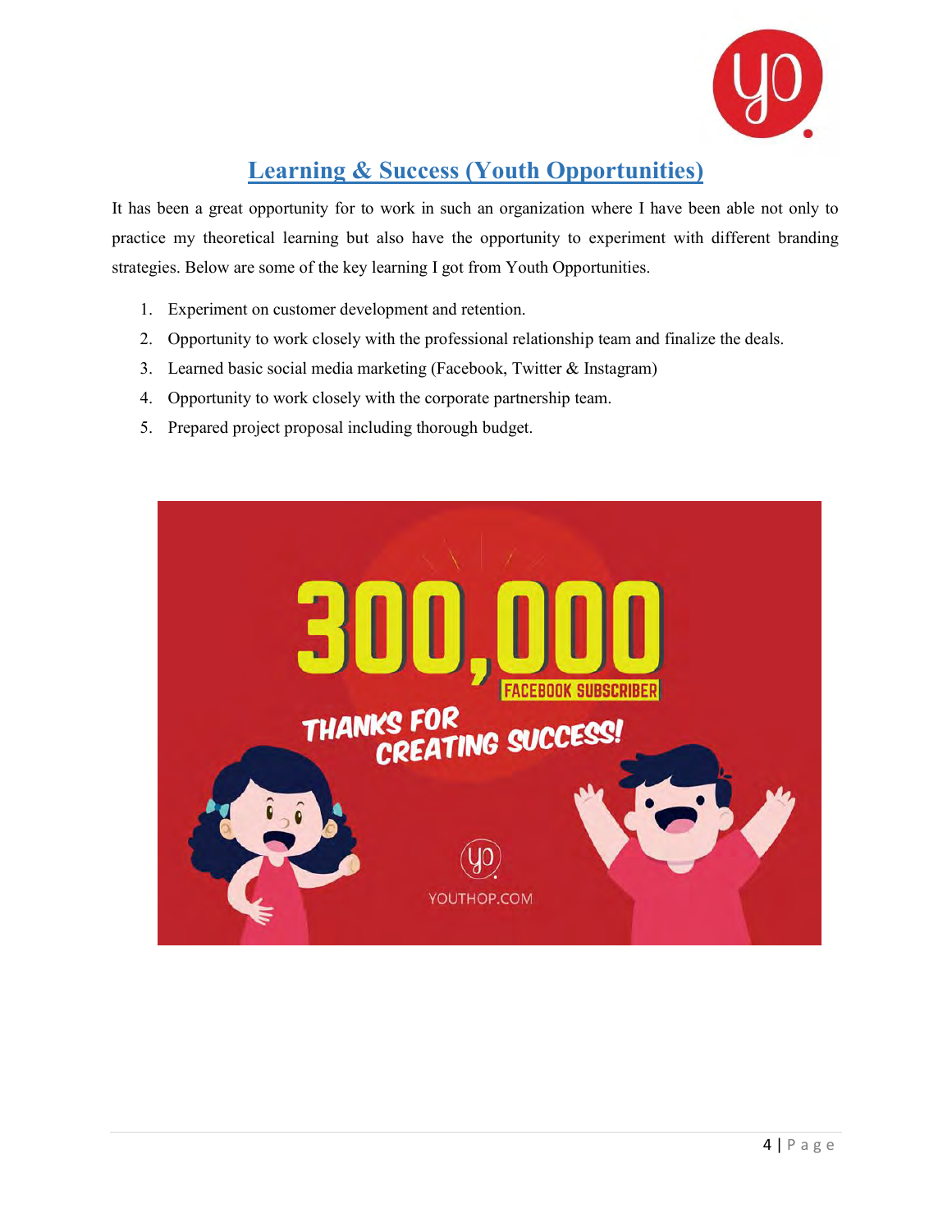## Learning & Success (Youth Opportunities)

It has been a great opportunity for to work in such an organization where I have been able not only to practice my theoretical learning but also have the opportunity to experiment with different branding strategies. Below are some of the key learning I got from Youth Opportunities.

1. Experiment on customer development and retention.
2. Opportunity to work closely with the professional relationship team and finalize the deals.
3. Learned basic social media marketing (Facebook, Twitter & Instagram)
4. Opportunity to work closely with the corporate partnership team.
5. Prepared project proposal including thorough budget.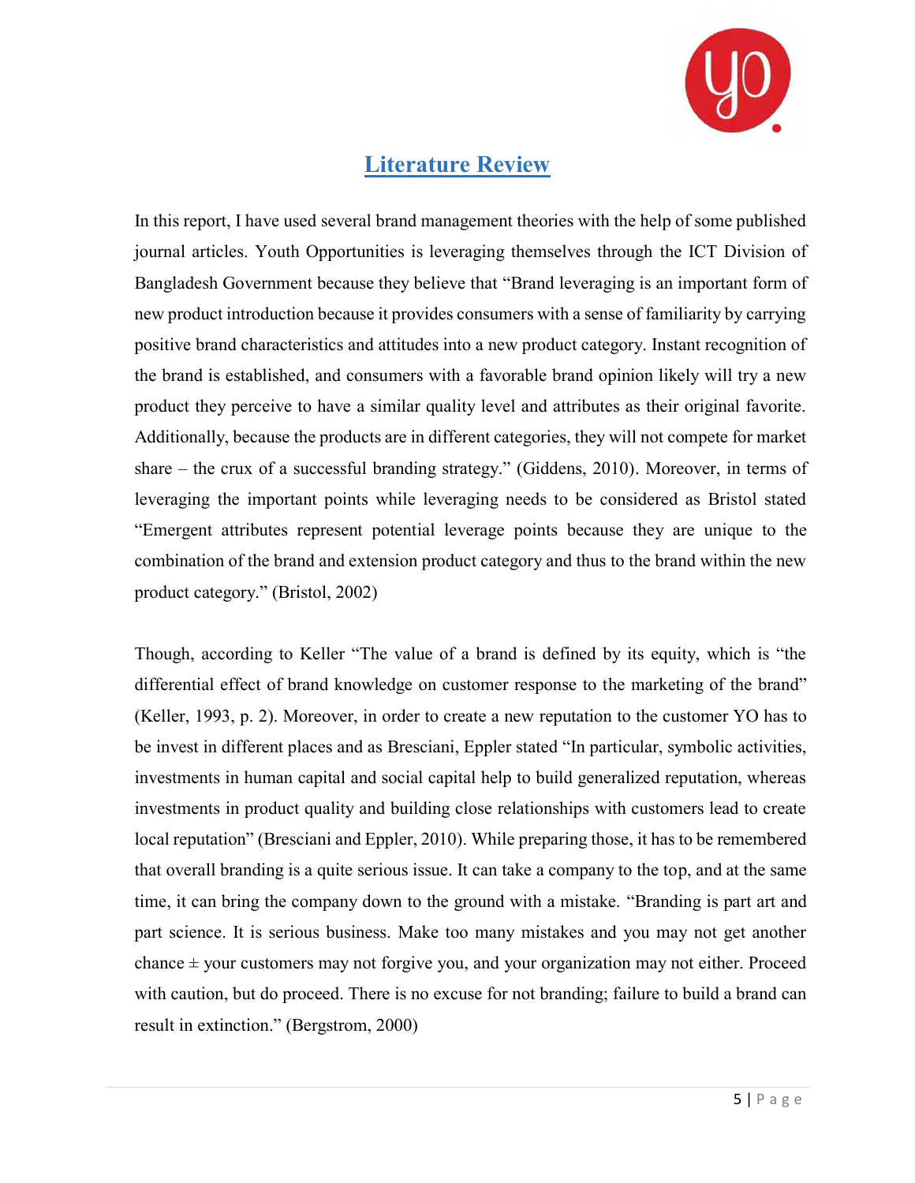## Literature Review

In this report, I have used several brand management theories with the help of some published journal articles. Youth Opportunities is leveraging themselves through the ICT Division of Bangladesh Government because they believe that "Brand leveraging is an important form of new product introduction because it provides consumers with a sense of familiarity by carrying positive brand characteristics and attitudes into a new product category. Instant recognition of the brand is established, and consumers with a favorable brand opinion likely will try a new product they perceive to have a similar quality level and attributes as their original favorite. Additionally, because the products are in different categories, they will not compete for market share – the crux of a successful branding strategy." (Giddens, 2010). Moreover, in terms of leveraging the important points while leveraging needs to be considered as Bristol stated "Emergent attributes represent potential leverage points because they are unique to the combination of the brand and extension product category and thus to the brand within the new product category." (Bristol, 2002)

Though, according to Keller "The value of a brand is defined by its equity, which is "the differential effect of brand knowledge on customer response to the marketing of the brand" (Keller, 1993, p. 2). Moreover, in order to create a new reputation to the customer YO has to be invest in different places and as Bresciani, Eppler stated "In particular, symbolic activities, investments in human capital and social capital help to build generalized reputation, whereas investments in product quality and building close relationships with customers lead to create local reputation" (Bresciani and Eppler, 2010). While preparing those, it has to be remembered that overall branding is a quite serious issue. It can take a company to the top, and at the same time, it can bring the company down to the ground with a mistake. "Branding is part art and part science. It is serious business. Make too many mistakes and you may not get another chance ± your customers may not forgive you, and your organization may not either. Proceed with caution, but do proceed. There is no excuse for not branding; failure to build a brand can result in extinction." (Bergstrom, 2000)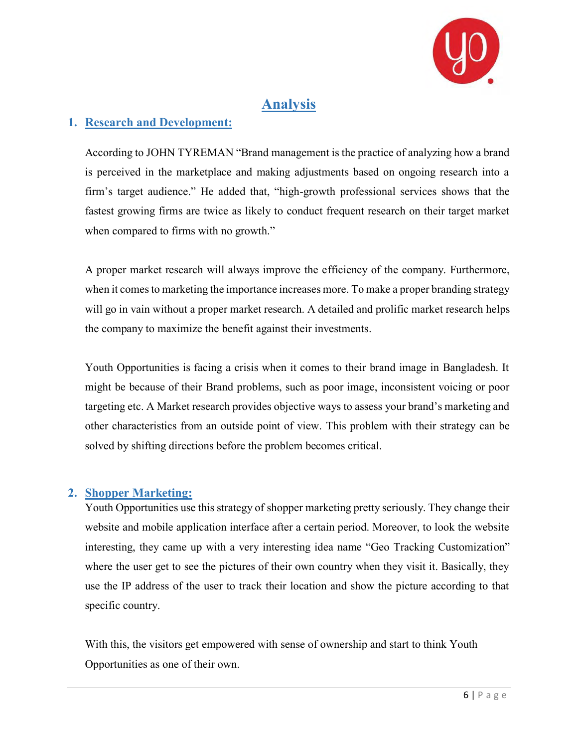# Analysis

## 1. Research and Development:

According to JOHN TYREMAN "Brand management is the practice of analyzing how a brand is perceived in the marketplace and making adjustments based on ongoing research into a firm's target audience." He added that, "high-growth professional services shows that the fastest growing firms are twice as likely to conduct frequent research on their target market when compared to firms with no growth."

A proper market research will always improve the efficiency of the company. Furthermore, when it comes to marketing the importance increases more. To make a proper branding strategy will go in vain without a proper market research. A detailed and prolific market research helps the company to maximize the benefit against their investments.

Youth Opportunities is facing a crisis when it comes to their brand image in Bangladesh. It might be because of their Brand problems, such as poor image, inconsistent voicing or poor targeting etc. A Market research provides objective ways to assess your brand's marketing and other characteristics from an outside point of view. This problem with their strategy can be solved by shifting directions before the problem becomes critical.

## 2. Shopper Marketing:

Youth Opportunities use this strategy of shopper marketing pretty seriously. They change their website and mobile application interface after a certain period. Moreover, to look the website interesting, they came up with a very interesting idea name "Geo Tracking Customization" where the user get to see the pictures of their own country when they visit it. Basically, they use the IP address of the user to track their location and show the picture according to that specific country.

With this, the visitors get empowered with sense of ownership and start to think Youth Opportunities as one of their own.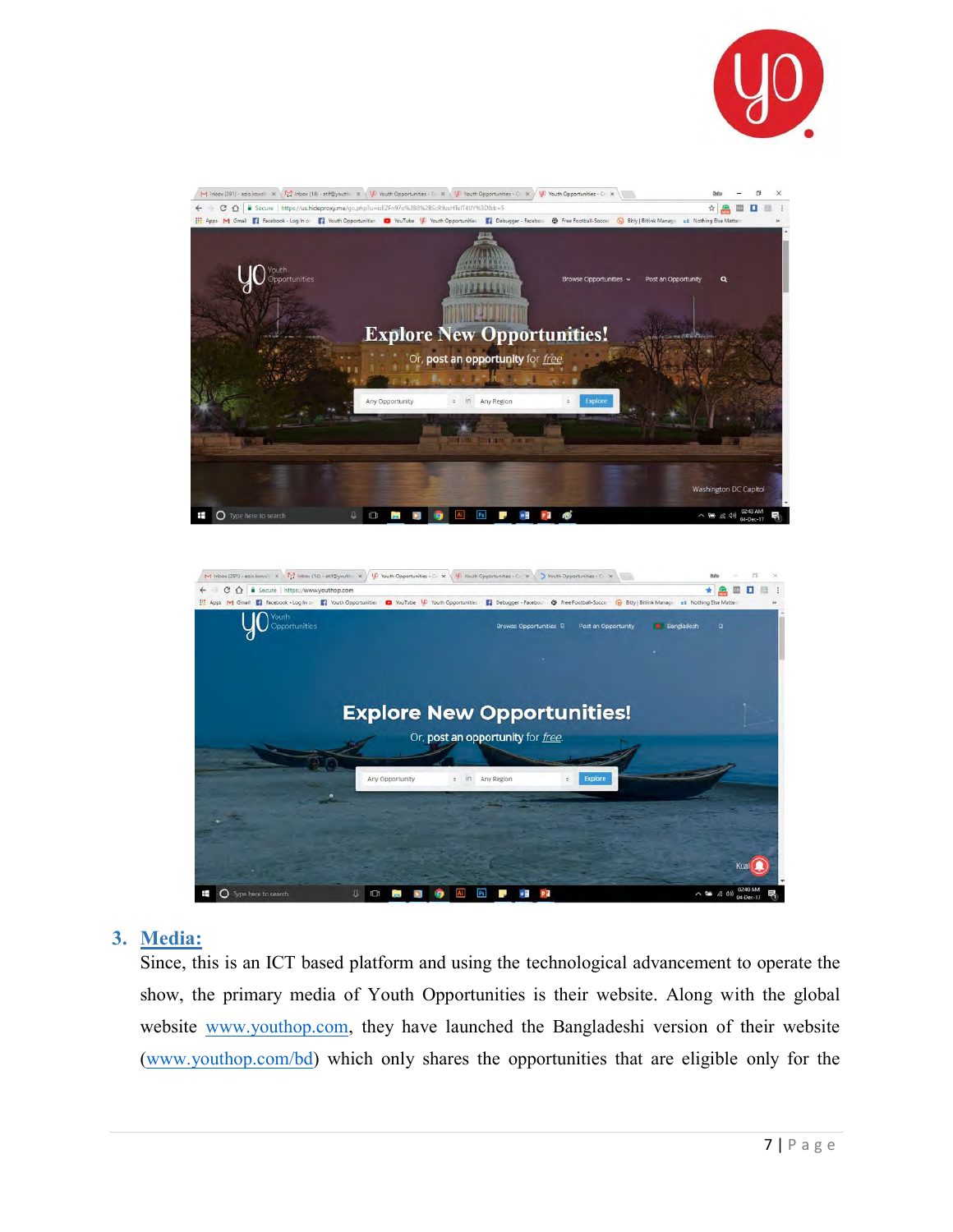### 3. Media:

Since, this is an ICT based platform and using the technological advancement to operate the show, the primary media of Youth Opportunities is their website. Along with the global website [www.youthop.com](http://www.youthop.com), they have launched the Bangladeshi version of their website ([www.youthop.com/bd](http://www.youthop.com/bd)) which only shares the opportunities that are eligible only for the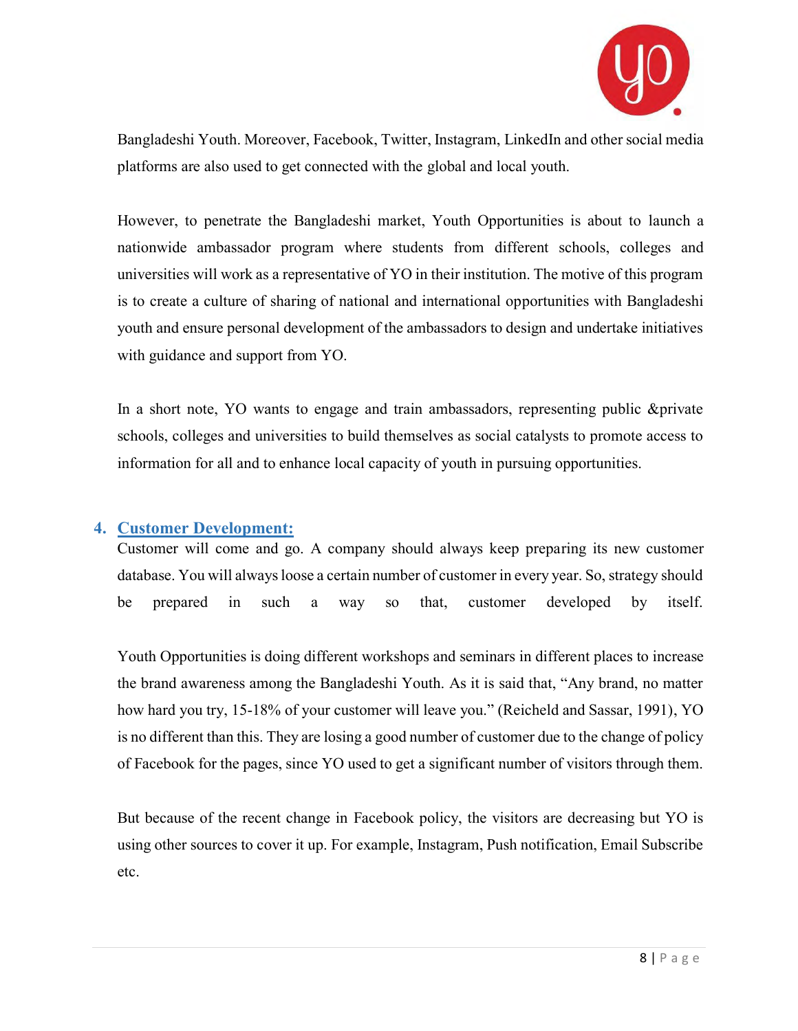Bangladeshi Youth. Moreover, Facebook, Twitter, Instagram, LinkedIn and other social media platforms are also used to get connected with the global and local youth.

However, to penetrate the Bangladeshi market, Youth Opportunities is about to launch a nationwide ambassador program where students from different schools, colleges and universities will work as a representative of YO in their institution. The motive of this program is to create a culture of sharing of national and international opportunities with Bangladeshi youth and ensure personal development of the ambassadors to design and undertake initiatives with guidance and support from YO.

In a short note, YO wants to engage and train ambassadors, representing public &private schools, colleges and universities to build themselves as social catalysts to promote access to information for all and to enhance local capacity of youth in pursuing opportunities.

## 4. Customer Development:

Customer will come and go. A company should always keep preparing its new customer database. You will always loose a certain number of customer in every year. So, strategy should be prepared in such a way so that, customer developed by itself.

Youth Opportunities is doing different workshops and seminars in different places to increase the brand awareness among the Bangladeshi Youth. As it is said that, "Any brand, no matter how hard you try, 15-18% of your customer will leave you." (Reicheld and Sassar, 1991), YO is no different than this. They are losing a good number of customer due to the change of policy of Facebook for the pages, since YO used to get a significant number of visitors through them.

But because of the recent change in Facebook policy, the visitors are decreasing but YO is using other sources to cover it up. For example, Instagram, Push notification, Email Subscribe etc.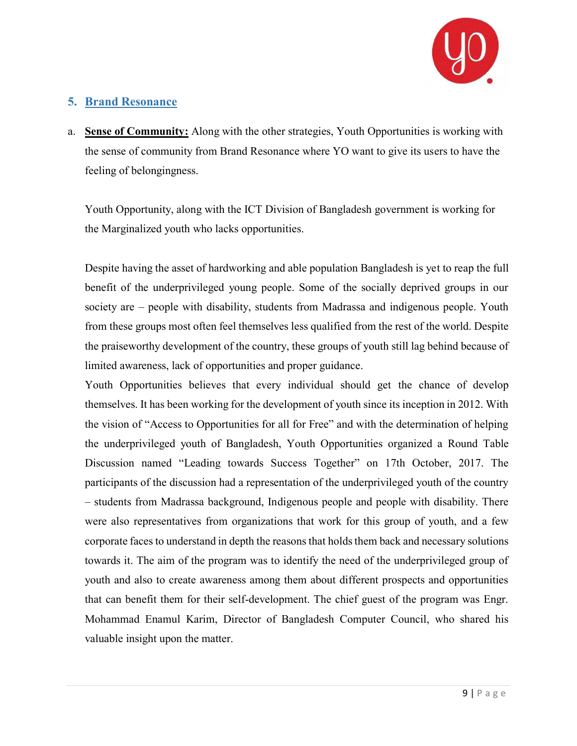## 5. Brand Resonance

a. **Sense of Community:** Along with the other strategies, Youth Opportunities is working with the sense of community from Brand Resonance where YO want to give its users to have the feeling of belongingness.

Youth Opportunity, along with the ICT Division of Bangladesh government is working for the Marginalized youth who lacks opportunities.

Despite having the asset of hardworking and able population Bangladesh is yet to reap the full benefit of the underprivileged young people. Some of the socially deprived groups in our society are – people with disability, students from Madrassa and indigenous people. Youth from these groups most often feel themselves less qualified from the rest of the world. Despite the praiseworthy development of the country, these groups of youth still lag behind because of limited awareness, lack of opportunities and proper guidance.

Youth Opportunities believes that every individual should get the chance of develop themselves. It has been working for the development of youth since its inception in 2012. With the vision of "Access to Opportunities for all for Free" and with the determination of helping the underprivileged youth of Bangladesh, Youth Opportunities organized a Round Table Discussion named "Leading towards Success Together" on 17th October, 2017. The participants of the discussion had a representation of the underprivileged youth of the country – students from Madrassa background, Indigenous people and people with disability. There were also representatives from organizations that work for this group of youth, and a few corporate faces to understand in depth the reasons that holds them back and necessary solutions towards it. The aim of the program was to identify the need of the underprivileged group of youth and also to create awareness among them about different prospects and opportunities that can benefit them for their self-development. The chief guest of the program was Engr. Mohammad Enamul Karim, Director of Bangladesh Computer Council, who shared his valuable insight upon the matter.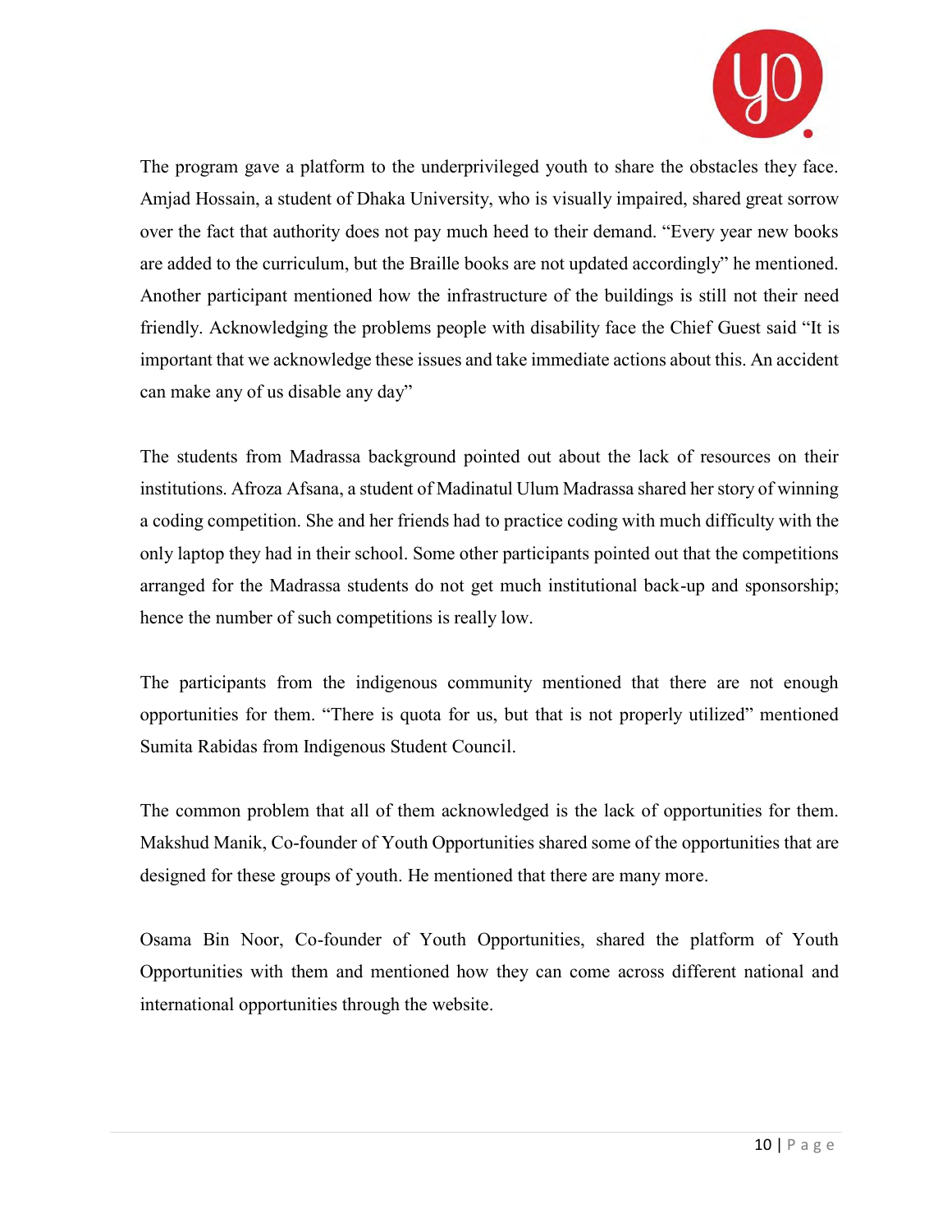The program gave a platform to the underprivileged youth to share the obstacles they face. Amjad Hossain, a student of Dhaka University, who is visually impaired, shared great sorrow over the fact that authority does not pay much heed to their demand. “Every year new books are added to the curriculum, but the Braille books are not updated accordingly” he mentioned. Another participant mentioned how the infrastructure of the buildings is still not their need friendly. Acknowledging the problems people with disability face the Chief Guest said “It is important that we acknowledge these issues and take immediate actions about this. An accident can make any of us disable any day”

The students from Madrassa background pointed out about the lack of resources on their institutions. Afroza Afsana, a student of Madinatul Ulum Madrassa shared her story of winning a coding competition. She and her friends had to practice coding with much difficulty with the only laptop they had in their school. Some other participants pointed out that the competitions arranged for the Madrassa students do not get much institutional back-up and sponsorship; hence the number of such competitions is really low.

The participants from the indigenous community mentioned that there are not enough opportunities for them. “There is quota for us, but that is not properly utilized” mentioned Sumita Rabidas from Indigenous Student Council.

The common problem that all of them acknowledged is the lack of opportunities for them. Makshud Manik, Co-founder of Youth Opportunities shared some of the opportunities that are designed for these groups of youth. He mentioned that there are many more.

Osama Bin Noor, Co-founder of Youth Opportunities, shared the platform of Youth Opportunities with them and mentioned how they can come across different national and international opportunities through the website.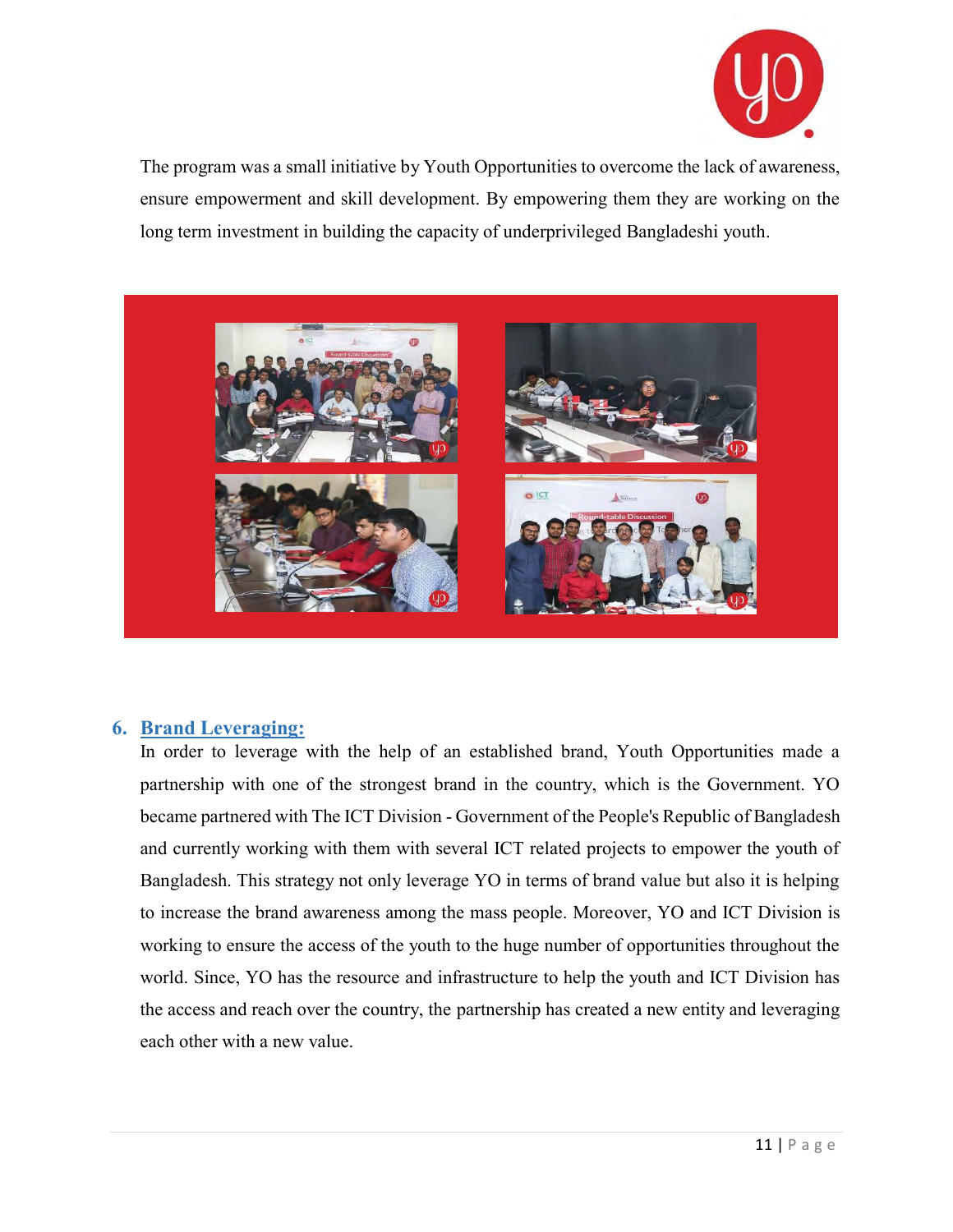The program was a small initiative by Youth Opportunities to overcome the lack of awareness, ensure empowerment and skill development. By empowering them they are working on the long term investment in building the capacity of underprivileged Bangladeshi youth.

## 6. Brand Leveraging:

In order to leverage with the help of an established brand, Youth Opportunities made a partnership with one of the strongest brand in the country, which is the Government. YO became partnered with The ICT Division - Government of the People's Republic of Bangladesh and currently working with them with several ICT related projects to empower the youth of Bangladesh. This strategy not only leverage YO in terms of brand value but also it is helping to increase the brand awareness among the mass people. Moreover, YO and ICT Division is working to ensure the access of the youth to the huge number of opportunities throughout the world. Since, YO has the resource and infrastructure to help the youth and ICT Division has the access and reach over the country, the partnership has created a new entity and leveraging each other with a new value.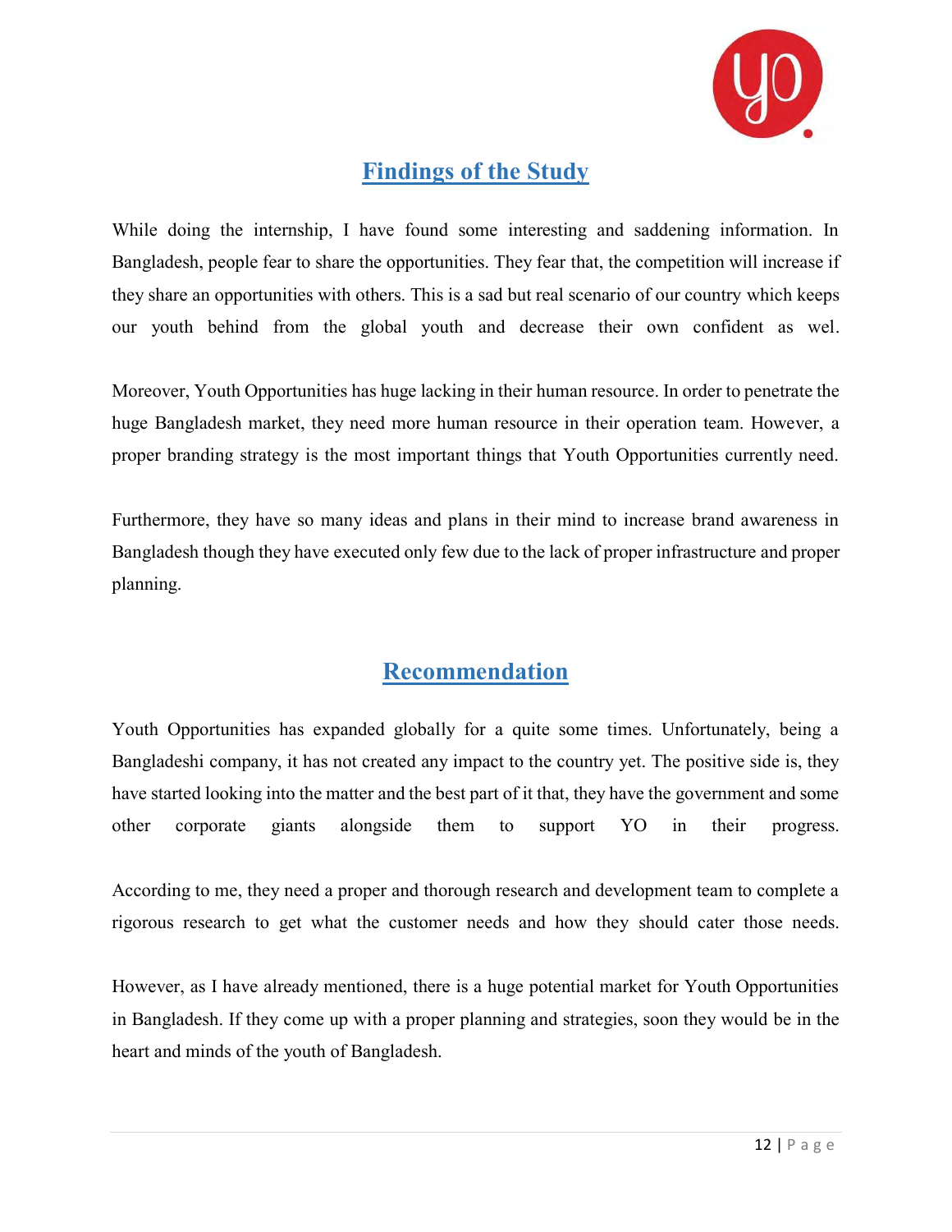## Findings of the Study

While doing the internship, I have found some interesting and saddening information. In Bangladesh, people fear to share the opportunities. They fear that, the competition will increase if they share an opportunities with others. This is a sad but real scenario of our country which keeps our youth behind from the global youth and decrease their own confident as wel.

Moreover, Youth Opportunities has huge lacking in their human resource. In order to penetrate the huge Bangladesh market, they need more human resource in their operation team. However, a proper branding strategy is the most important things that Youth Opportunities currently need.

Furthermore, they have so many ideas and plans in their mind to increase brand awareness in Bangladesh though they have executed only few due to the lack of proper infrastructure and proper planning.

## Recommendation

Youth Opportunities has expanded globally for a quite some times. Unfortunately, being a Bangladeshi company, it has not created any impact to the country yet. The positive side is, they have started looking into the matter and the best part of it that, they have the government and some other corporate giants alongside them to support YO in their progress.

According to me, they need a proper and thorough research and development team to complete a rigorous research to get what the customer needs and how they should cater those needs.

However, as I have already mentioned, there is a huge potential market for Youth Opportunities in Bangladesh. If they come up with a proper planning and strategies, soon they would be in the heart and minds of the youth of Bangladesh.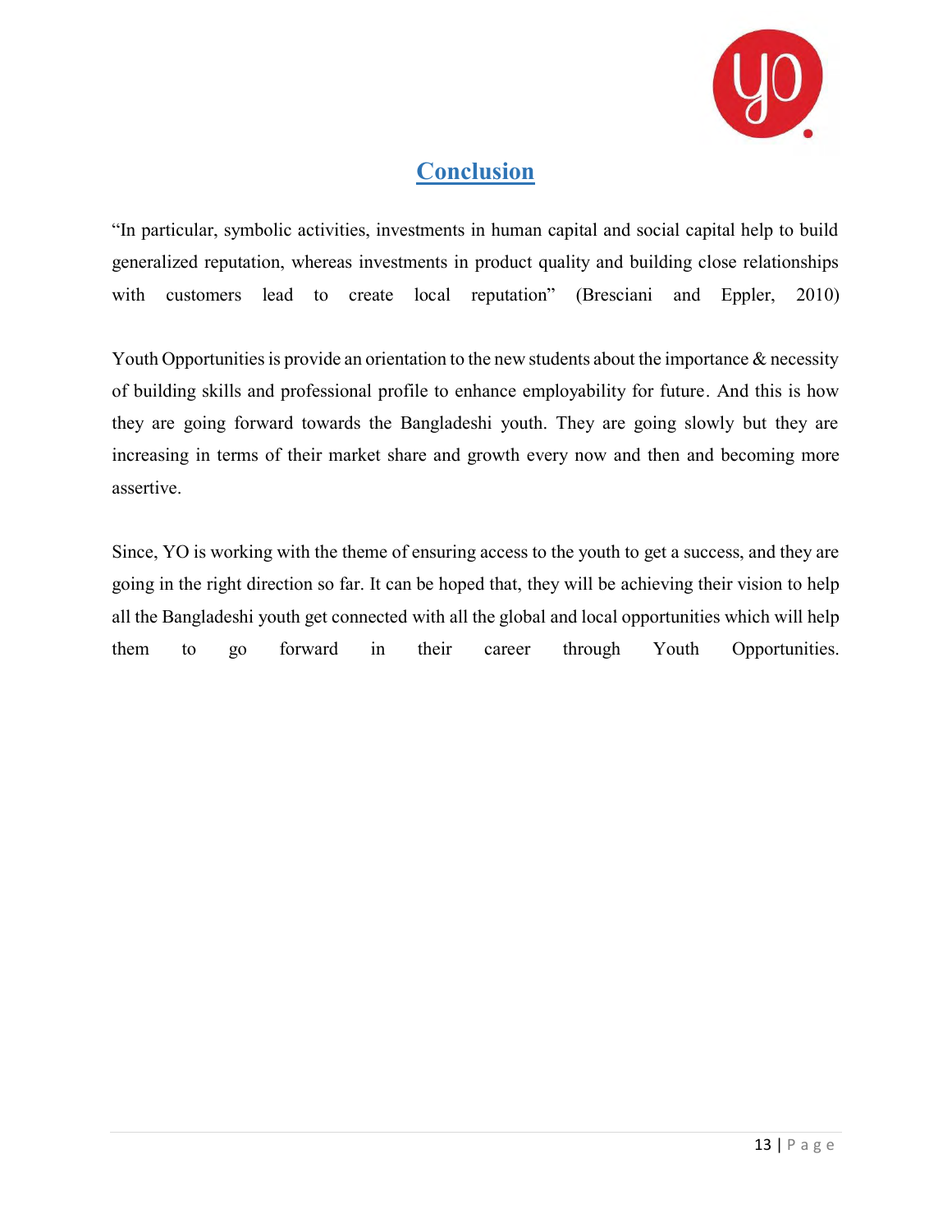# Conclusion

"In particular, symbolic activities, investments in human capital and social capital help to build generalized reputation, whereas investments in product quality and building close relationships with customers lead to create local reputation" (Bresciani and Eppler, 2010)

Youth Opportunities is provide an orientation to the new students about the importance & necessity of building skills and professional profile to enhance employability for future. And this is how they are going forward towards the Bangladeshi youth. They are going slowly but they are increasing in terms of their market share and growth every now and then and becoming more assertive.

Since, YO is working with the theme of ensuring access to the youth to get a success, and they are going in the right direction so far. It can be hoped that, they will be achieving their vision to help all the Bangladeshi youth get connected with all the global and local opportunities which will help them to go forward in their career through Youth Opportunities.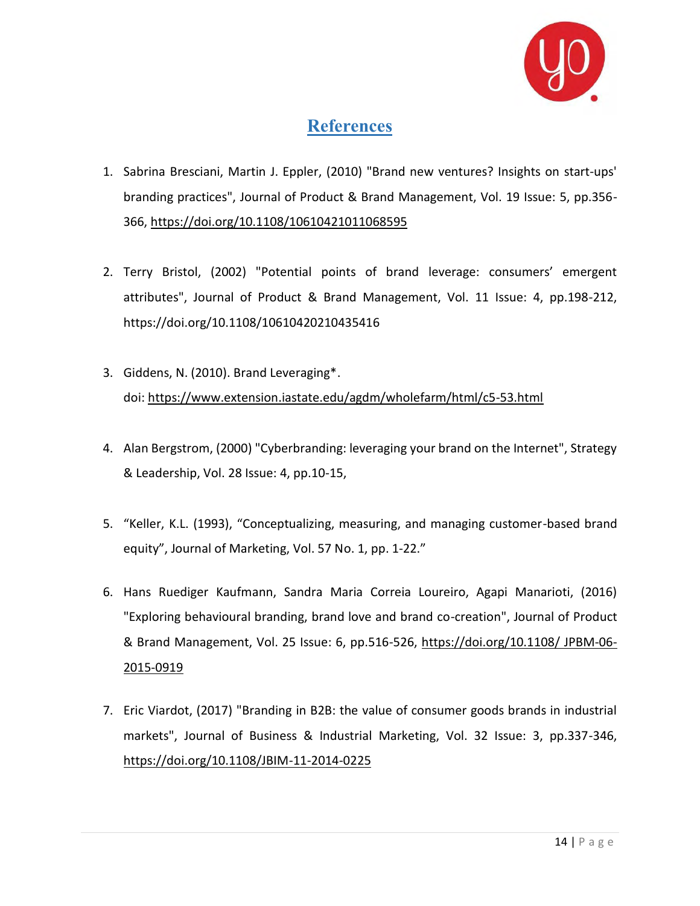## References

1. Sabrina Bresciani, Martin J. Eppler, (2010) "Brand new ventures? Insights on start-ups' branding practices", Journal of Product & Brand Management, Vol. 19 Issue: 5, pp.356-366, https://doi.org/10.1108/10610421011068595

2. Terry Bristol, (2002) "Potential points of brand leverage: consumers' emergent attributes", Journal of Product & Brand Management, Vol. 11 Issue: 4, pp.198-212, https://doi.org/10.1108/10610420210435416

3. Giddens, N. (2010). Brand Leveraging*. doi: https://www.extension.iastate.edu/agdm/wholefarm/html/c5-53.html

4. Alan Bergstrom, (2000) "Cyberbranding: leveraging your brand on the Internet", Strategy & Leadership, Vol. 28 Issue: 4, pp.10-15,

5. "Keller, K.L. (1993), "Conceptualizing, measuring, and managing customer-based brand equity", Journal of Marketing, Vol. 57 No. 1, pp. 1-22."

6. Hans Ruediger Kaufmann, Sandra Maria Correia Loureiro, Agapi Manarioti, (2016) "Exploring behavioural branding, brand love and brand co-creation", Journal of Product & Brand Management, Vol. 25 Issue: 6, pp.516-526, https://doi.org/10.1108/ JPBM-06-2015-0919

7. Eric Viardot, (2017) "Branding in B2B: the value of consumer goods brands in industrial markets", Journal of Business & Industrial Marketing, Vol. 32 Issue: 3, pp.337-346, https://doi.org/10.1108/JBIM-11-2014-0225